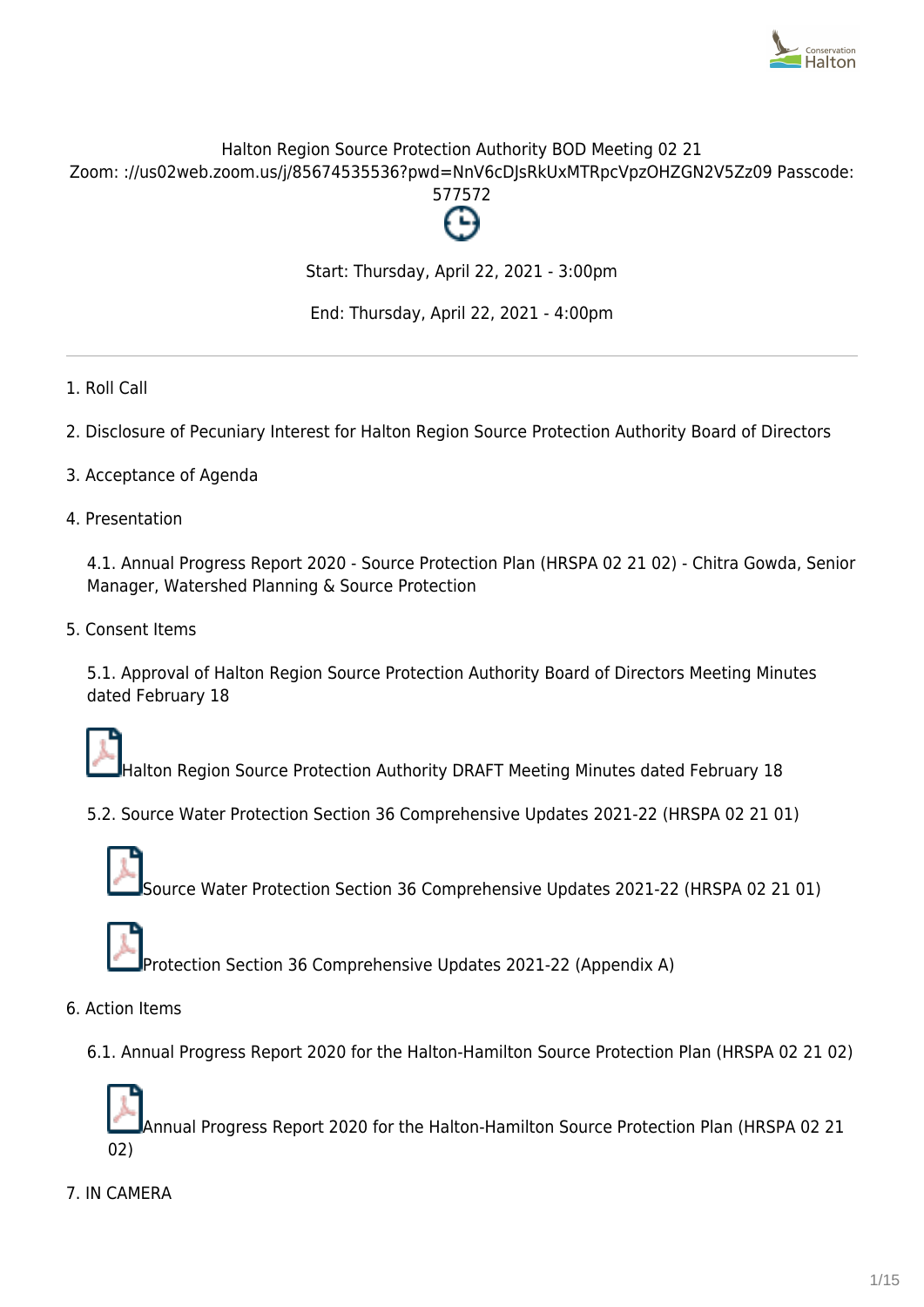Halton Region Source Protection Authority BOD Meeting 02 21

Zoom: ://us02web.zoom.us/j/85674535536?pwd=NnV6cDJsRkUxMTRpcVpzOHZGN2V5Zz09 Passcode: 577572

Start: Thursday, April 22, 2021 - 3:00pm

End: Thursday, April 22, 2021 - 4:00pm

---

1. Roll Call

2. Disclosure of Pecuniary Interest for Halton Region Source Protection Authority Board of Directors

3. Acceptance of Agenda

4. Presentation

   4.1. Annual Progress Report 2020 - Source Protection Plan (HRSPA 02 21 02) - Chitra Gowda, Senior Manager, Watershed Planning & Source Protection

5. Consent Items

   5.1. Approval of Halton Region Source Protection Authority Board of Directors Meeting Minutes dated February 18

   Halton Region Source Protection Authority DRAFT Meeting Minutes dated February 18

   5.2. Source Water Protection Section 36 Comprehensive Updates 2021-22 (HRSPA 02 21 01)

   Source Water Protection Section 36 Comprehensive Updates 2021-22 (HRSPA 02 21 01)

   Protection Section 36 Comprehensive Updates 2021-22 (Appendix A)

6. Action Items

   6.1. Annual Progress Report 2020 for the Halton-Hamilton Source Protection Plan (HRSPA 02 21 02)

   Annual Progress Report 2020 for the Halton-Hamilton Source Protection Plan (HRSPA 02 21 02)

7. IN CAMERA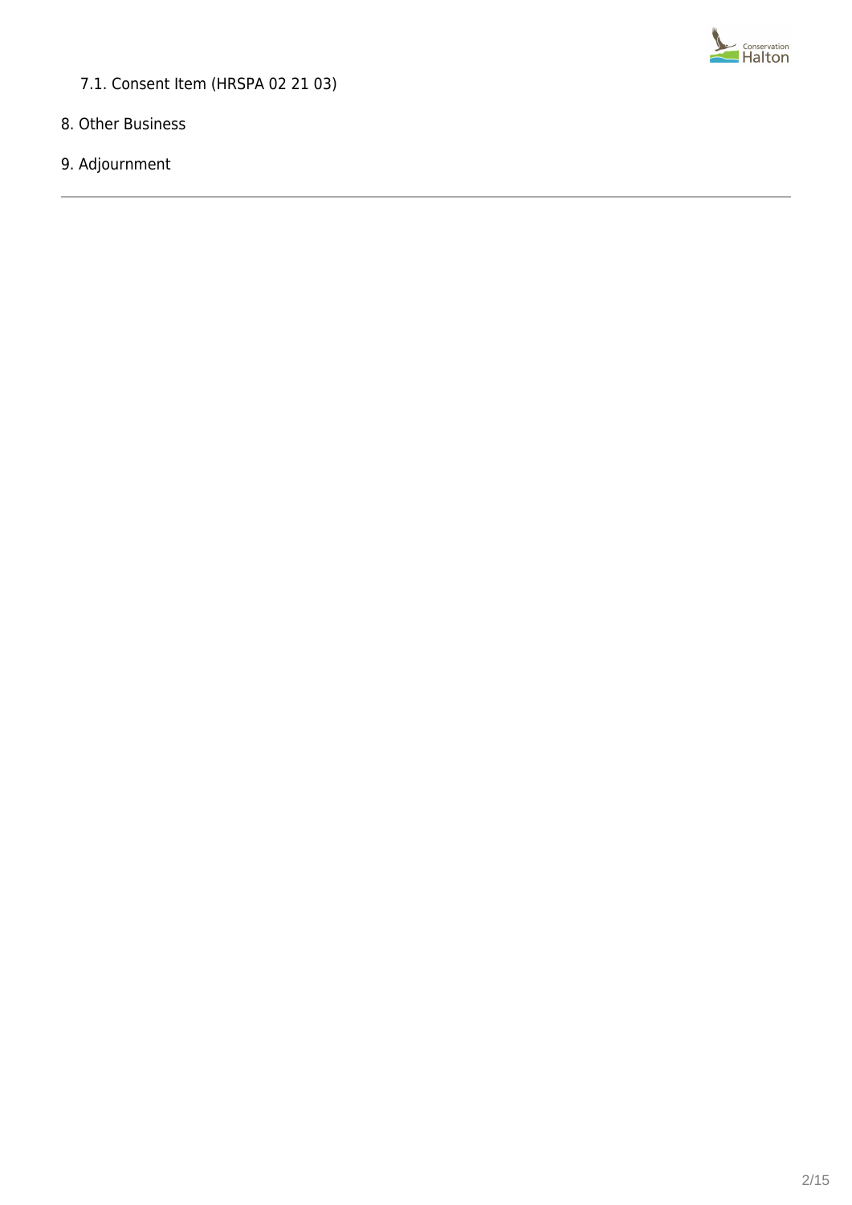- 7.1. Consent Item (HRSPA 02 21 03)

8. Other Business

9. Adjournment

---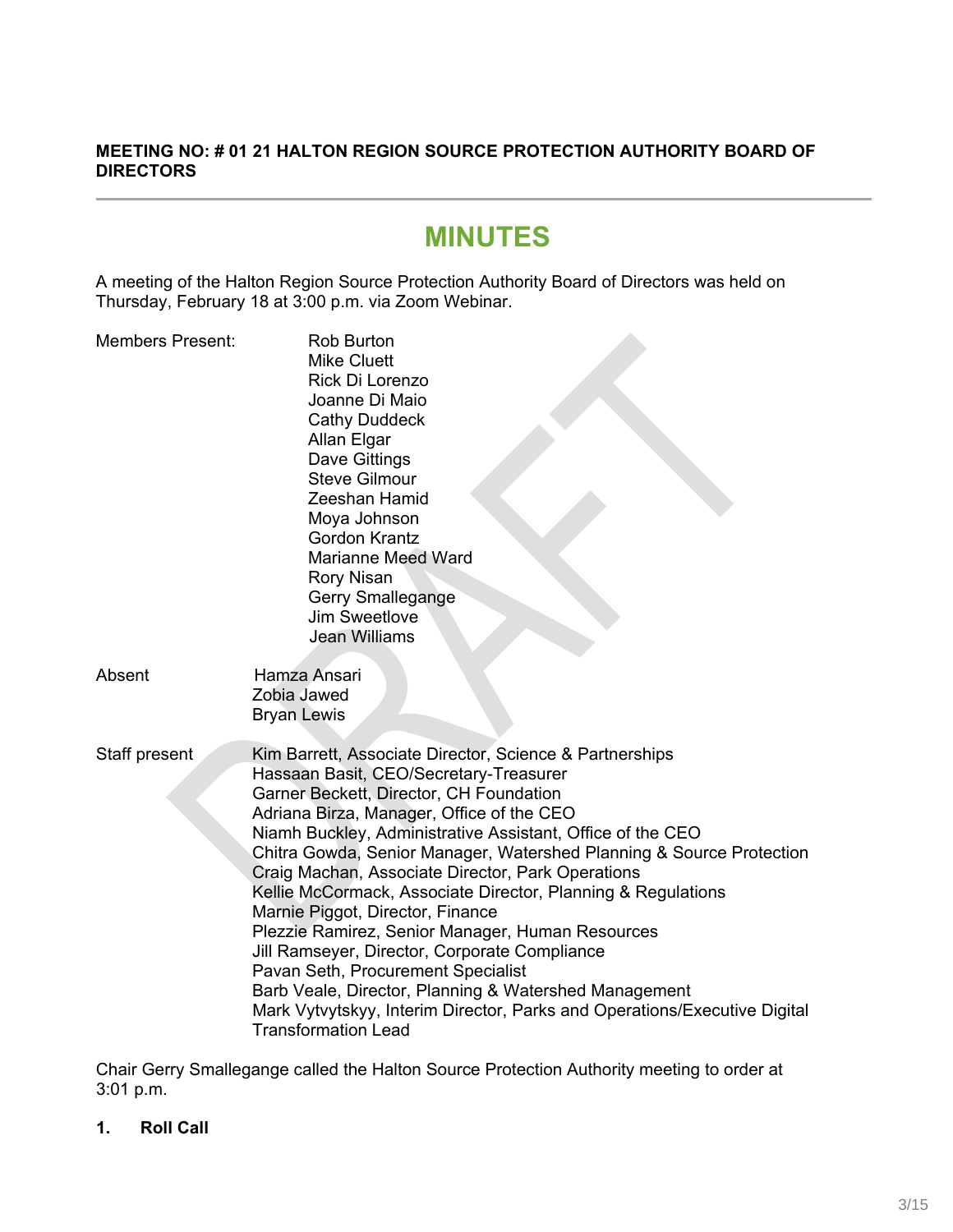**MEETING NO: # 01 21 HALTON REGION SOURCE PROTECTION AUTHORITY BOARD OF DIRECTORS**

# MINUTES

A meeting of the Halton Region Source Protection Authority Board of Directors was held on Thursday, February 18 at 3:00 p.m. via Zoom Webinar.

Members Present:
- Rob Burton
- Mike Cluett
- Rick Di Lorenzo
- Joanne Di Maio
- Cathy Duddeck
- Allan Elgar
- Dave Gittings
- Steve Gilmour
- Zeeshan Hamid
- Moya Johnson
- Gordon Krantz
- Marianne Meed Ward
- Rory Nisan
- Gerry Smallegange
- Jim Sweetlove
- Jean Williams

Absent
- Hamza Ansari
- Zobia Jawed
- Bryan Lewis

Staff present
- Kim Barrett, Associate Director, Science & Partnerships
- Hassaan Basit, CEO/Secretary-Treasurer
- Garner Beckett, Director, CH Foundation
- Adriana Birza, Manager, Office of the CEO
- Niamh Buckley, Administrative Assistant, Office of the CEO
- Chitra Gowda, Senior Manager, Watershed Planning & Source Protection
- Craig Machan, Associate Director, Park Operations
- Kellie McCormack, Associate Director, Planning & Regulations
- Marnie Piggot, Director, Finance
- Plezzie Ramirez, Senior Manager, Human Resources
- Jill Ramseyer, Director, Corporate Compliance
- Pavan Seth, Procurement Specialist
- Barb Veale, Director, Planning & Watershed Management
- Mark Vytvytskyy, Interim Director, Parks and Operations/Executive Digital Transformation Lead

Chair Gerry Smallegange called the Halton Source Protection Authority meeting to order at 3:01 p.m.

**1. Roll Call**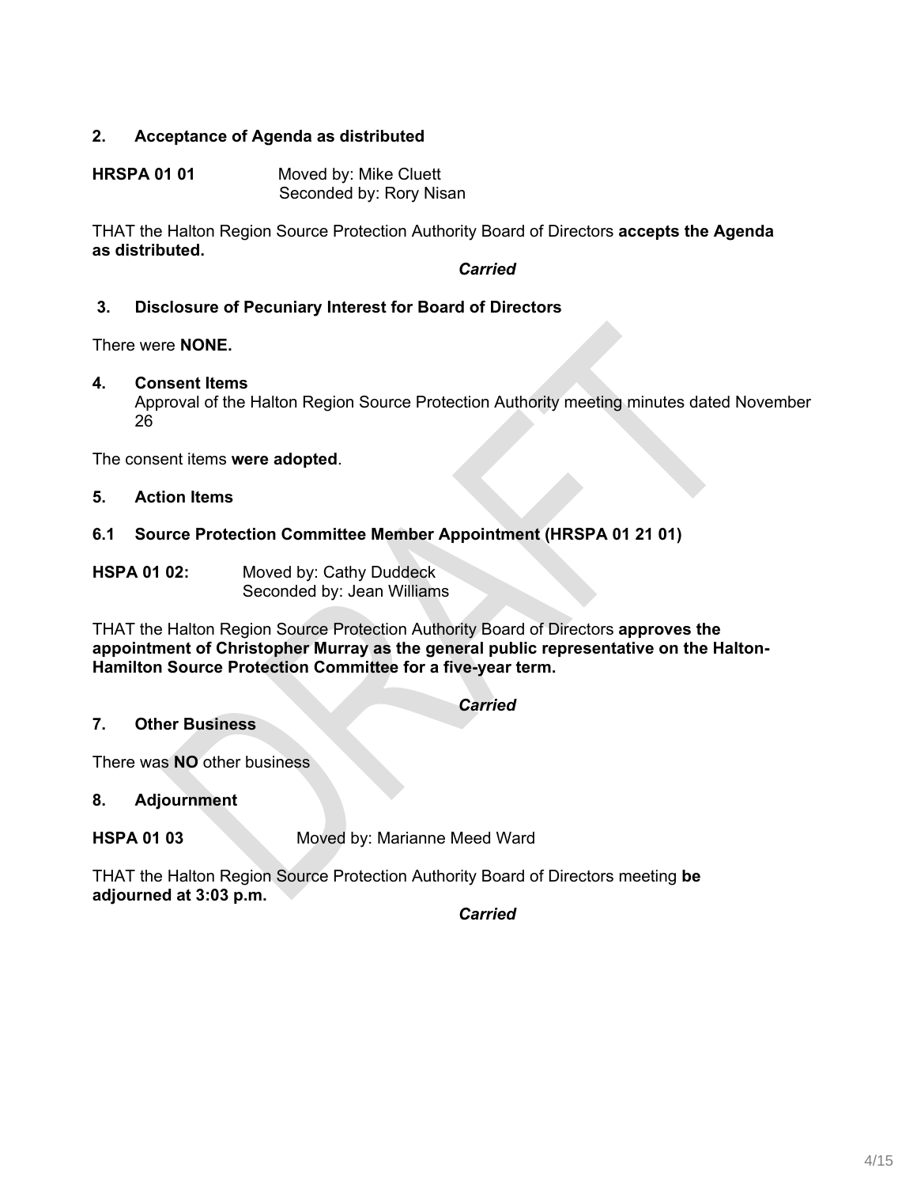## 2. Acceptance of Agenda as distributed

**HRSPA 01 01** Moved by: Mike Cluett
Seconded by: Rory Nisan

THAT the Halton Region Source Protection Authority Board of Directors **accepts the Agenda as distributed.**

***Carried***

## 3. Disclosure of Pecuniary Interest for Board of Directors

There were **NONE.**

## 4. Consent Items

Approval of the Halton Region Source Protection Authority meeting minutes dated November 26

The consent items **were adopted**.

## 5. Action Items

## 6.1 Source Protection Committee Member Appointment (HRSPA 01 21 01)

**HSPA 01 02:** Moved by: Cathy Duddeck
Seconded by: Jean Williams

THAT the Halton Region Source Protection Authority Board of Directors **approves the appointment of Christopher Murray as the general public representative on the Halton-Hamilton Source Protection Committee for a five-year term.**

***Carried***

## 7. Other Business

There was **NO** other business

## 8. Adjournment

**HSPA 01 03** Moved by: Marianne Meed Ward

THAT the Halton Region Source Protection Authority Board of Directors meeting **be adjourned at 3:03 p.m.**

***Carried***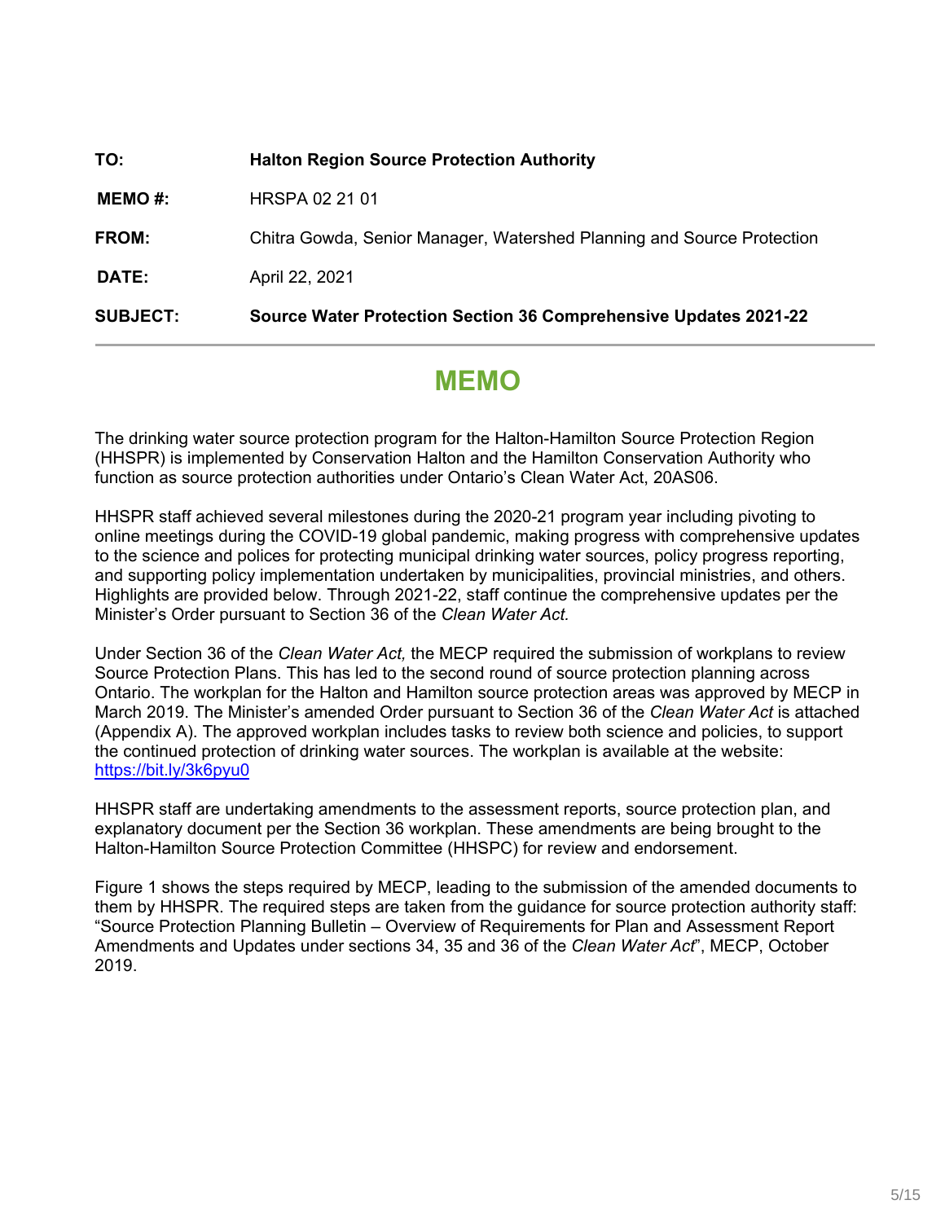| | |
|---|---|
| **TO:** | **Halton Region Source Protection Authority** |
| **MEMO #:** | HRSPA 02 21 01 |
| **FROM:** | Chitra Gowda, Senior Manager, Watershed Planning and Source Protection |
| **DATE:** | April 22, 2021 |
| **SUBJECT:** | **Source Water Protection Section 36 Comprehensive Updates 2021-22** |

# MEMO

The drinking water source protection program for the Halton-Hamilton Source Protection Region (HHSPR) is implemented by Conservation Halton and the Hamilton Conservation Authority who function as source protection authorities under Ontario's Clean Water Act, 20AS06.

HHSPR staff achieved several milestones during the 2020-21 program year including pivoting to online meetings during the COVID-19 global pandemic, making progress with comprehensive updates to the science and polices for protecting municipal drinking water sources, policy progress reporting, and supporting policy implementation undertaken by municipalities, provincial ministries, and others. Highlights are provided below. Through 2021-22, staff continue the comprehensive updates per the Minister's Order pursuant to Section 36 of the *Clean Water Act.*

Under Section 36 of the *Clean Water Act,* the MECP required the submission of workplans to review Source Protection Plans. This has led to the second round of source protection planning across Ontario. The workplan for the Halton and Hamilton source protection areas was approved by MECP in March 2019. The Minister's amended Order pursuant to Section 36 of the *Clean Water Act* is attached (Appendix A). The approved workplan includes tasks to review both science and policies, to support the continued protection of drinking water sources. The workplan is available at the website: [https://bit.ly/3k6pyu0](https://bit.ly/3k6pyu0)

HHSPR staff are undertaking amendments to the assessment reports, source protection plan, and explanatory document per the Section 36 workplan. These amendments are being brought to the Halton-Hamilton Source Protection Committee (HHSPC) for review and endorsement.

Figure 1 shows the steps required by MECP, leading to the submission of the amended documents to them by HHSPR. The required steps are taken from the guidance for source protection authority staff: "Source Protection Planning Bulletin – Overview of Requirements for Plan and Assessment Report Amendments and Updates under sections 34, 35 and 36 of the *Clean Water Act*", MECP, October 2019.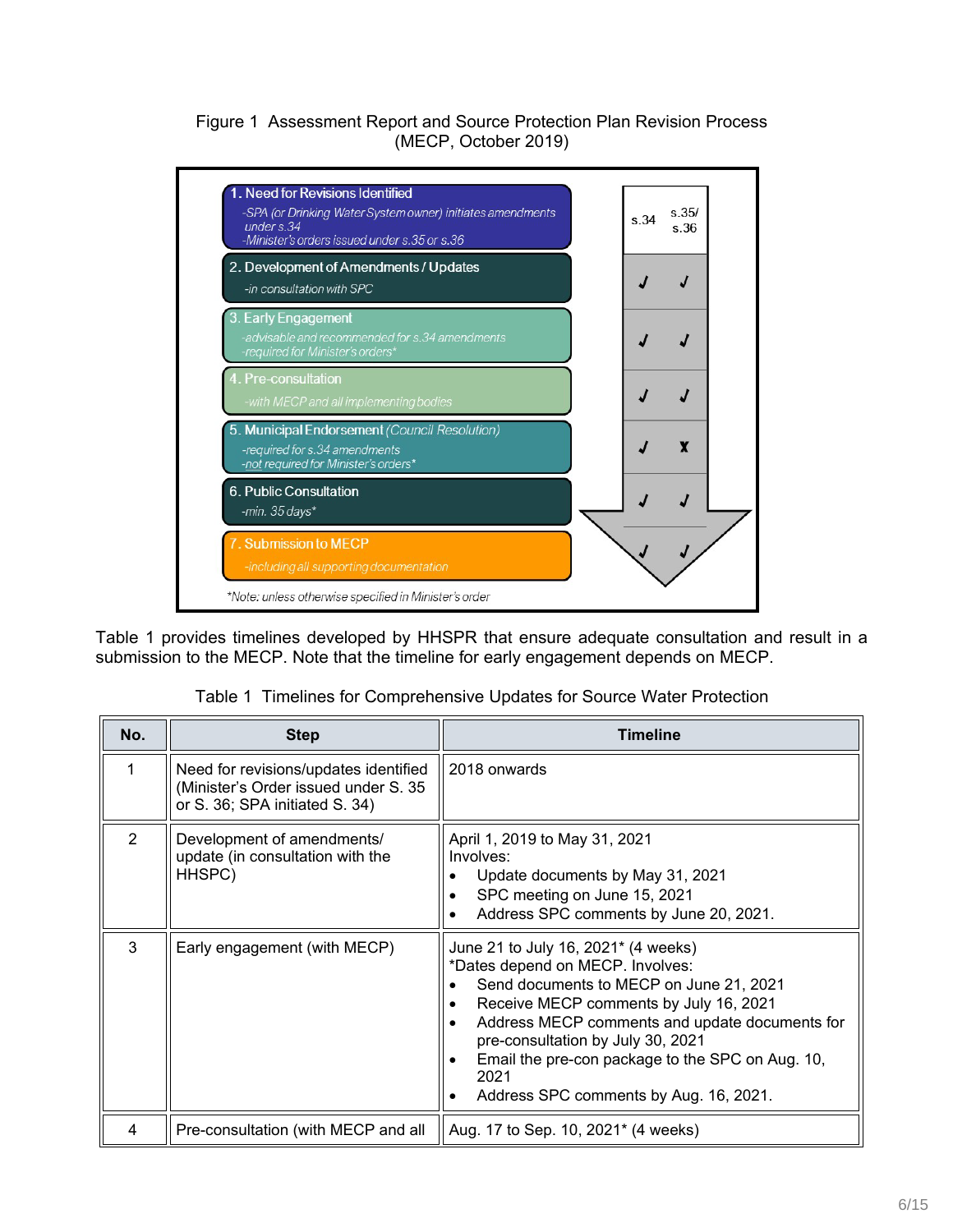Figure 1 Assessment Report and Source Protection Plan Revision Process (MECP, October 2019)

| Step | s.34 | s.35/ s.36 |
| --- | --- | --- |
| **1. Need for Revisions Identified**<br>-SPA (or Drinking Water System owner) initiates amendments under s.34<br>-Minister's orders issued under s.35 or s.36 | | |
| **2. Development of Amendments / Updates**<br>-in consultation with SPC | ✓ | ✓ |
| **3. Early Engagement**<br>-advisable and recommended for s.34 amendments<br>-required for Minister's orders* | ✓ | ✓ |
| **4. Pre-consultation**<br>-with MECP and all implementing bodies | ✓ | ✓ |
| **5. Municipal Endorsement** *(Council Resolution)*<br>-required for s.34 amendments<br>-not required for Minister's orders* | ✓ | ✗ |
| **6. Public Consultation**<br>-min. 35 days* | ✓ | ✓ |
| **7. Submission to MECP**<br>-including all supporting documentation | ✓ | ✓ |

*Note: unless otherwise specified in Minister's order

Table 1 provides timelines developed by HHSPR that ensure adequate consultation and result in a submission to the MECP. Note that the timeline for early engagement depends on MECP.

Table 1 Timelines for Comprehensive Updates for Source Water Protection

| No. | Step | Timeline |
| --- | --- | --- |
| 1 | Need for revisions/updates identified (Minister's Order issued under S. 35 or S. 36; SPA initiated S. 34) | 2018 onwards |
| 2 | Development of amendments/ update (in consultation with the HHSPC) | April 1, 2019 to May 31, 2021<br>Involves:<br>• Update documents by May 31, 2021<br>• SPC meeting on June 15, 2021<br>• Address SPC comments by June 20, 2021. |
| 3 | Early engagement (with MECP) | June 21 to July 16, 2021* (4 weeks)<br>*Dates depend on MECP. Involves:<br>• Send documents to MECP on June 21, 2021<br>• Receive MECP comments by July 16, 2021<br>• Address MECP comments and update documents for pre-consultation by July 30, 2021<br>• Email the pre-con package to the SPC on Aug. 10, 2021<br>• Address SPC comments by Aug. 16, 2021. |
| 4 | Pre-consultation (with MECP and all | Aug. 17 to Sep. 10, 2021* (4 weeks) |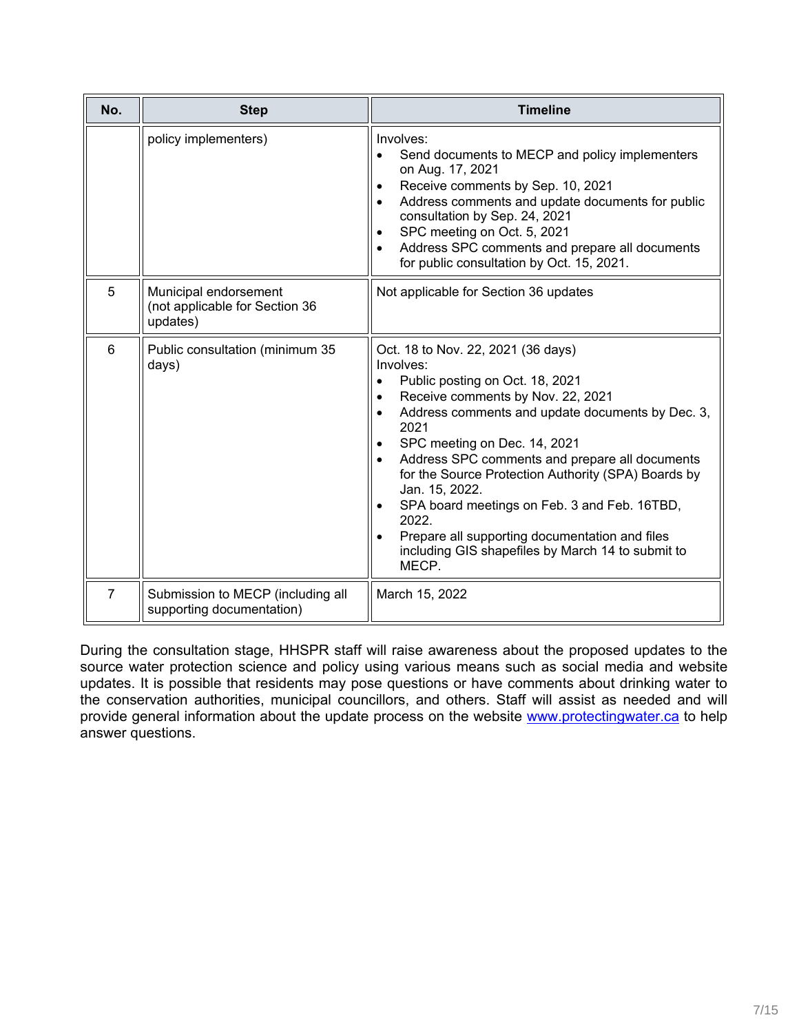| No. | Step | Timeline |
|---|---|---|
| | policy implementers) | Involves:<br>• Send documents to MECP and policy implementers on Aug. 17, 2021<br>• Receive comments by Sep. 10, 2021<br>• Address comments and update documents for public consultation by Sep. 24, 2021<br>• SPC meeting on Oct. 5, 2021<br>• Address SPC comments and prepare all documents for public consultation by Oct. 15, 2021. |
| 5 | Municipal endorsement (not applicable for Section 36 updates) | Not applicable for Section 36 updates |
| 6 | Public consultation (minimum 35 days) | Oct. 18 to Nov. 22, 2021 (36 days)<br>Involves:<br>• Public posting on Oct. 18, 2021<br>• Receive comments by Nov. 22, 2021<br>• Address comments and update documents by Dec. 3, 2021<br>• SPC meeting on Dec. 14, 2021<br>• Address SPC comments and prepare all documents for the Source Protection Authority (SPA) Boards by Jan. 15, 2022.<br>• SPA board meetings on Feb. 3 and Feb. 16TBD, 2022.<br>• Prepare all supporting documentation and files including GIS shapefiles by March 14 to submit to MECP. |
| 7 | Submission to MECP (including all supporting documentation) | March 15, 2022 |

During the consultation stage, HHSPR staff will raise awareness about the proposed updates to the source water protection science and policy using various means such as social media and website updates. It is possible that residents may pose questions or have comments about drinking water to the conservation authorities, municipal councillors, and others. Staff will assist as needed and will provide general information about the update process on the website www.protectingwater.ca to help answer questions.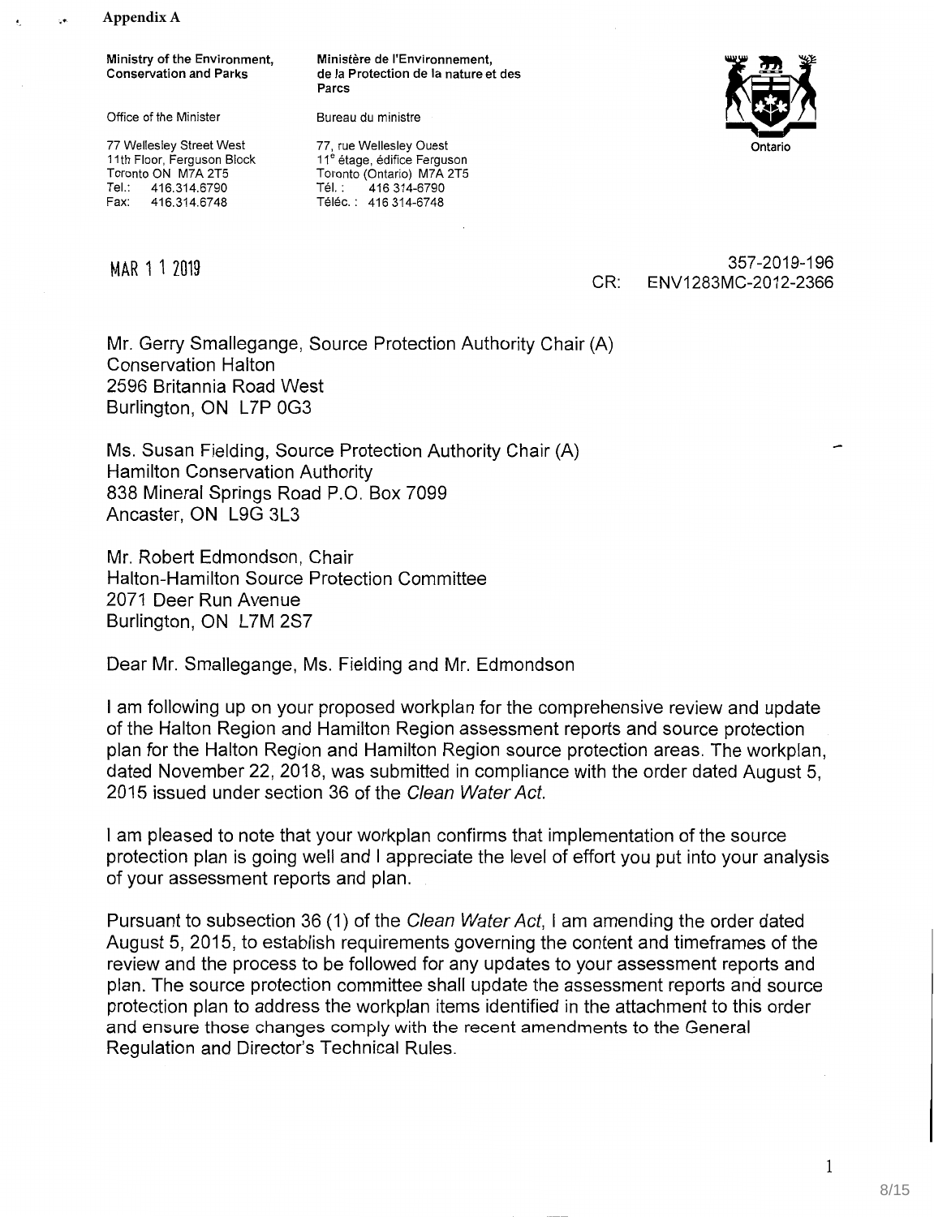**Appendix A**

| Ministry of the Environment, Conservation and Parks | Ministère de l'Environnement, de la Protection de la nature et des Parcs |
|---|---|
| Office of the Minister | Bureau du ministre |
| 77 Wellesley Street West<br>11th Floor, Ferguson Block<br>Toronto ON M7A 2T5<br>Tel.: 416.314.6790<br>Fax: 416.314.6748 | 77, rue Wellesley Ouest<br>11e étage, édifice Ferguson<br>Toronto (Ontario) M7A 2T5<br>Tél. : 416 314-6790<br>Téléc. : 416 314-6748 |

Ontario

MAR 1 1 2019

357-2019-196
CR: ENV1283MC-2012-2366

Mr. Gerry Smallegange, Source Protection Authority Chair (A)
Conservation Halton
2596 Britannia Road West
Burlington, ON L7P 0G3

Ms. Susan Fielding, Source Protection Authority Chair (A)
Hamilton Conservation Authority
838 Mineral Springs Road P.O. Box 7099
Ancaster, ON L9G 3L3

Mr. Robert Edmondson, Chair
Halton-Hamilton Source Protection Committee
2071 Deer Run Avenue
Burlington, ON L7M 2S7

Dear Mr. Smallegange, Ms. Fielding and Mr. Edmondson

I am following up on your proposed workplan for the comprehensive review and update of the Halton Region and Hamilton Region assessment reports and source protection plan for the Halton Region and Hamilton Region source protection areas. The workplan, dated November 22, 2018, was submitted in compliance with the order dated August 5, 2015 issued under section 36 of the *Clean Water Act*.

I am pleased to note that your workplan confirms that implementation of the source protection plan is going well and I appreciate the level of effort you put into your analysis of your assessment reports and plan.

Pursuant to subsection 36 (1) of the *Clean Water Act*, I am amending the order dated August 5, 2015, to establish requirements governing the content and timeframes of the review and the process to be followed for any updates to your assessment reports and plan. The source protection committee shall update the assessment reports and source protection plan to address the workplan items identified in the attachment to this order and ensure those changes comply with the recent amendments to the General Regulation and Director's Technical Rules.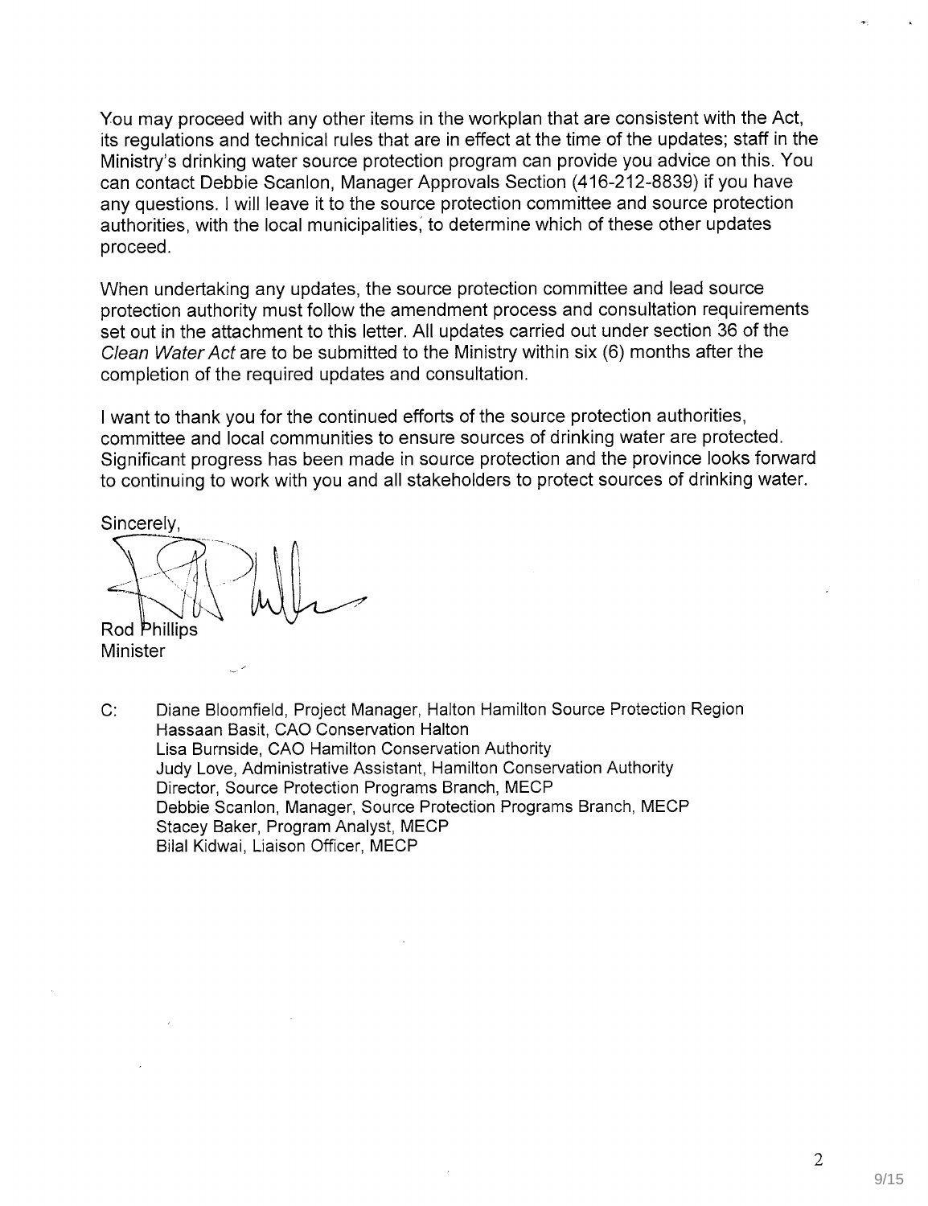You may proceed with any other items in the workplan that are consistent with the Act, its regulations and technical rules that are in effect at the time of the updates; staff in the Ministry's drinking water source protection program can provide you advice on this. You can contact Debbie Scanlon, Manager Approvals Section (416-212-8839) if you have any questions. I will leave it to the source protection committee and source protection authorities, with the local municipalities, to determine which of these other updates proceed.

When undertaking any updates, the source protection committee and lead source protection authority must follow the amendment process and consultation requirements set out in the attachment to this letter. All updates carried out under section 36 of the *Clean Water Act* are to be submitted to the Ministry within six (6) months after the completion of the required updates and consultation.

I want to thank you for the continued efforts of the source protection authorities, committee and local communities to ensure sources of drinking water are protected. Significant progress has been made in source protection and the province looks forward to continuing to work with you and all stakeholders to protect sources of drinking water.

Sincerely,

Rod Phillips
Minister

C: Diane Bloomfield, Project Manager, Halton Hamilton Source Protection Region
Hassaan Basit, CAO Conservation Halton
Lisa Burnside, CAO Hamilton Conservation Authority
Judy Love, Administrative Assistant, Hamilton Conservation Authority
Director, Source Protection Programs Branch, MECP
Debbie Scanlon, Manager, Source Protection Programs Branch, MECP
Stacey Baker, Program Analyst, MECP
Bilal Kidwai, Liaison Officer, MECP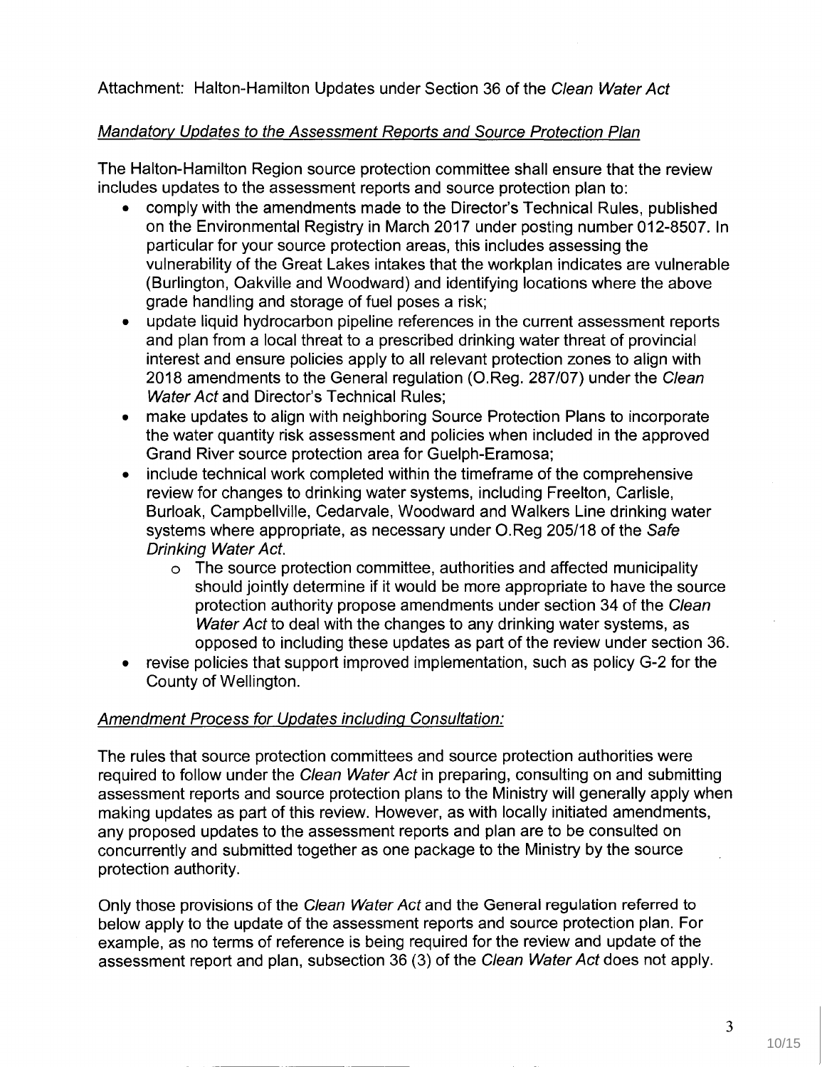Attachment: Halton-Hamilton Updates under Section 36 of the *Clean Water Act*

*Mandatory Updates to the Assessment Reports and Source Protection Plan*

The Halton-Hamilton Region source protection committee shall ensure that the review includes updates to the assessment reports and source protection plan to:

- comply with the amendments made to the Director's Technical Rules, published on the Environmental Registry in March 2017 under posting number 012-8507. In particular for your source protection areas, this includes assessing the vulnerability of the Great Lakes intakes that the workplan indicates are vulnerable (Burlington, Oakville and Woodward) and identifying locations where the above grade handling and storage of fuel poses a risk;
- update liquid hydrocarbon pipeline references in the current assessment reports and plan from a local threat to a prescribed drinking water threat of provincial interest and ensure policies apply to all relevant protection zones to align with 2018 amendments to the General regulation (O.Reg. 287/07) under the *Clean Water Act* and Director's Technical Rules;
- make updates to align with neighboring Source Protection Plans to incorporate the water quantity risk assessment and policies when included in the approved Grand River source protection area for Guelph-Eramosa;
- include technical work completed within the timeframe of the comprehensive review for changes to drinking water systems, including Freelton, Carlisle, Burloak, Campbellville, Cedarvale, Woodward and Walkers Line drinking water systems where appropriate, as necessary under O.Reg 205/18 of the *Safe Drinking Water Act*.
  - The source protection committee, authorities and affected municipality should jointly determine if it would be more appropriate to have the source protection authority propose amendments under section 34 of the *Clean Water Act* to deal with the changes to any drinking water systems, as opposed to including these updates as part of the review under section 36.
- revise policies that support improved implementation, such as policy G-2 for the County of Wellington.

*Amendment Process for Updates including Consultation:*

The rules that source protection committees and source protection authorities were required to follow under the *Clean Water Act* in preparing, consulting on and submitting assessment reports and source protection plans to the Ministry will generally apply when making updates as part of this review. However, as with locally initiated amendments, any proposed updates to the assessment reports and plan are to be consulted on concurrently and submitted together as one package to the Ministry by the source protection authority.

Only those provisions of the *Clean Water Act* and the General regulation referred to below apply to the update of the assessment reports and source protection plan. For example, as no terms of reference is being required for the review and update of the assessment report and plan, subsection 36 (3) of the *Clean Water Act* does not apply.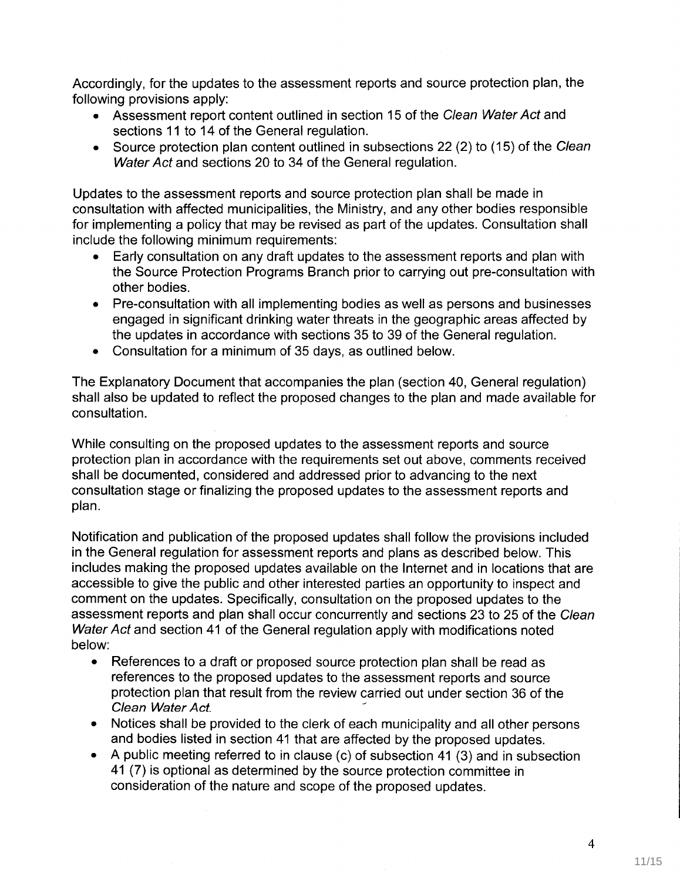Accordingly, for the updates to the assessment reports and source protection plan, the following provisions apply:

- Assessment report content outlined in section 15 of the *Clean Water Act* and sections 11 to 14 of the General regulation.
- Source protection plan content outlined in subsections 22 (2) to (15) of the *Clean Water Act* and sections 20 to 34 of the General regulation.

Updates to the assessment reports and source protection plan shall be made in consultation with affected municipalities, the Ministry, and any other bodies responsible for implementing a policy that may be revised as part of the updates. Consultation shall include the following minimum requirements:

- Early consultation on any draft updates to the assessment reports and plan with the Source Protection Programs Branch prior to carrying out pre-consultation with other bodies.
- Pre-consultation with all implementing bodies as well as persons and businesses engaged in significant drinking water threats in the geographic areas affected by the updates in accordance with sections 35 to 39 of the General regulation.
- Consultation for a minimum of 35 days, as outlined below.

The Explanatory Document that accompanies the plan (section 40, General regulation) shall also be updated to reflect the proposed changes to the plan and made available for consultation.

While consulting on the proposed updates to the assessment reports and source protection plan in accordance with the requirements set out above, comments received shall be documented, considered and addressed prior to advancing to the next consultation stage or finalizing the proposed updates to the assessment reports and plan.

Notification and publication of the proposed updates shall follow the provisions included in the General regulation for assessment reports and plans as described below. This includes making the proposed updates available on the Internet and in locations that are accessible to give the public and other interested parties an opportunity to inspect and comment on the updates. Specifically, consultation on the proposed updates to the assessment reports and plan shall occur concurrently and sections 23 to 25 of the *Clean Water Act* and section 41 of the General regulation apply with modifications noted below:

- References to a draft or proposed source protection plan shall be read as references to the proposed updates to the assessment reports and source protection plan that result from the review carried out under section 36 of the *Clean Water Act*.
- Notices shall be provided to the clerk of each municipality and all other persons and bodies listed in section 41 that are affected by the proposed updates.
- A public meeting referred to in clause (c) of subsection 41 (3) and in subsection 41 (7) is optional as determined by the source protection committee in consideration of the nature and scope of the proposed updates.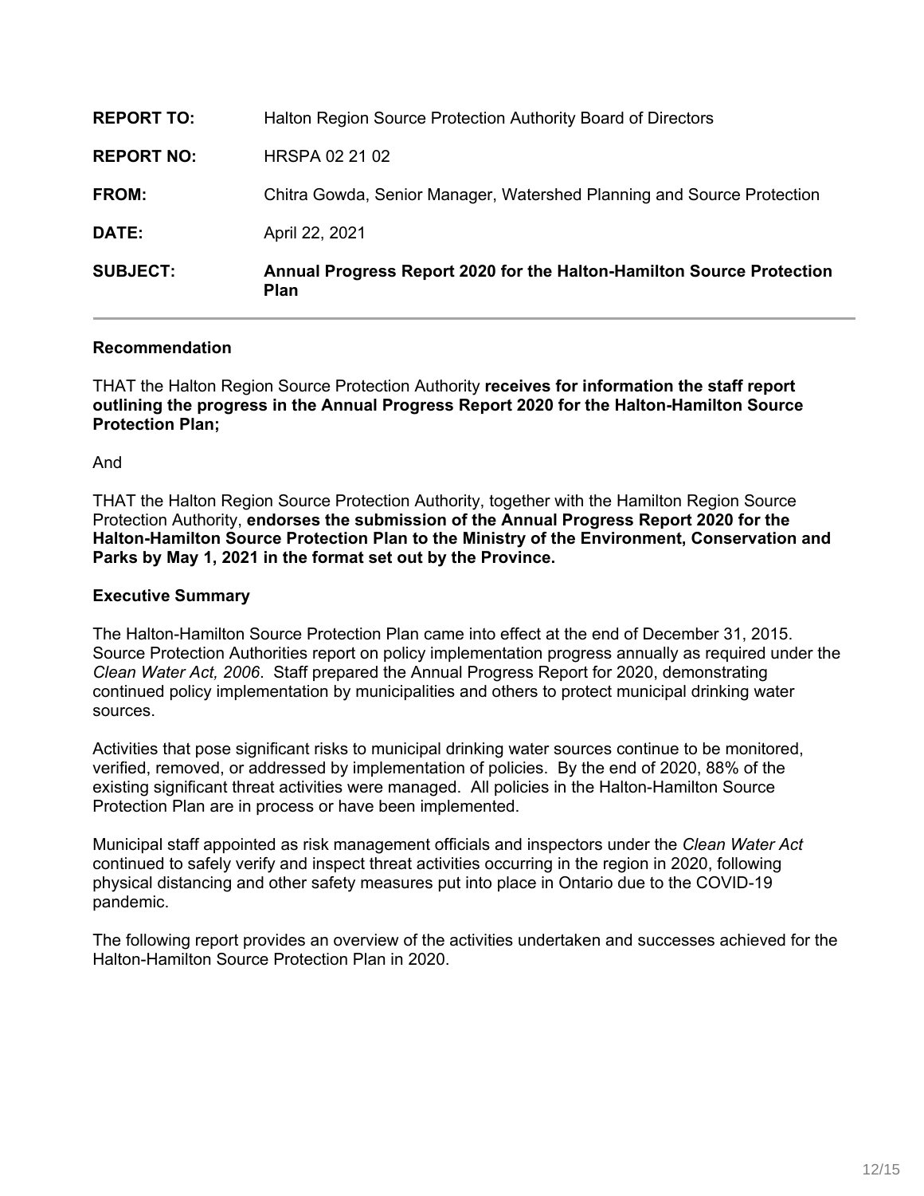| | |
|---|---|
| **REPORT TO:** | Halton Region Source Protection Authority Board of Directors |
| **REPORT NO:** | HRSPA 02 21 02 |
| **FROM:** | Chitra Gowda, Senior Manager, Watershed Planning and Source Protection |
| **DATE:** | April 22, 2021 |
| **SUBJECT:** | **Annual Progress Report 2020 for the Halton-Hamilton Source Protection Plan** |

### Recommendation

THAT the Halton Region Source Protection Authority **receives for information the staff report outlining the progress in the Annual Progress Report 2020 for the Halton-Hamilton Source Protection Plan;**

And

THAT the Halton Region Source Protection Authority, together with the Hamilton Region Source Protection Authority, **endorses the submission of the Annual Progress Report 2020 for the Halton-Hamilton Source Protection Plan to the Ministry of the Environment, Conservation and Parks by May 1, 2021 in the format set out by the Province.**

### Executive Summary

The Halton-Hamilton Source Protection Plan came into effect at the end of December 31, 2015. Source Protection Authorities report on policy implementation progress annually as required under the *Clean Water Act, 2006*. Staff prepared the Annual Progress Report for 2020, demonstrating continued policy implementation by municipalities and others to protect municipal drinking water sources.

Activities that pose significant risks to municipal drinking water sources continue to be monitored, verified, removed, or addressed by implementation of policies. By the end of 2020, 88% of the existing significant threat activities were managed. All policies in the Halton-Hamilton Source Protection Plan are in process or have been implemented.

Municipal staff appointed as risk management officials and inspectors under the *Clean Water Act* continued to safely verify and inspect threat activities occurring in the region in 2020, following physical distancing and other safety measures put into place in Ontario due to the COVID-19 pandemic.

The following report provides an overview of the activities undertaken and successes achieved for the Halton-Hamilton Source Protection Plan in 2020.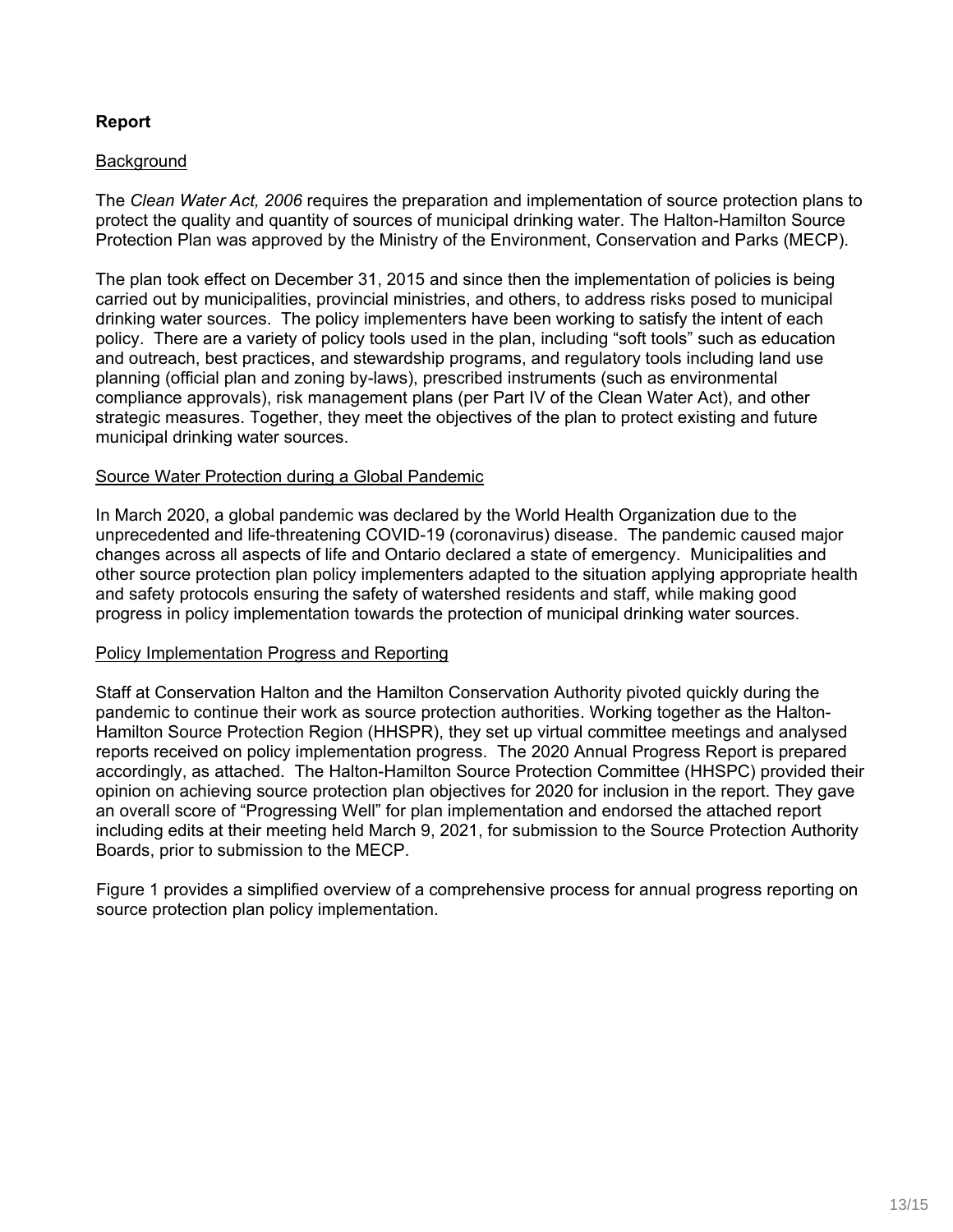**Report**

Background

The *Clean Water Act, 2006* requires the preparation and implementation of source protection plans to protect the quality and quantity of sources of municipal drinking water. The Halton-Hamilton Source Protection Plan was approved by the Ministry of the Environment, Conservation and Parks (MECP).

The plan took effect on December 31, 2015 and since then the implementation of policies is being carried out by municipalities, provincial ministries, and others, to address risks posed to municipal drinking water sources. The policy implementers have been working to satisfy the intent of each policy. There are a variety of policy tools used in the plan, including "soft tools" such as education and outreach, best practices, and stewardship programs, and regulatory tools including land use planning (official plan and zoning by-laws), prescribed instruments (such as environmental compliance approvals), risk management plans (per Part IV of the Clean Water Act), and other strategic measures. Together, they meet the objectives of the plan to protect existing and future municipal drinking water sources.

Source Water Protection during a Global Pandemic

In March 2020, a global pandemic was declared by the World Health Organization due to the unprecedented and life-threatening COVID-19 (coronavirus) disease. The pandemic caused major changes across all aspects of life and Ontario declared a state of emergency. Municipalities and other source protection plan policy implementers adapted to the situation applying appropriate health and safety protocols ensuring the safety of watershed residents and staff, while making good progress in policy implementation towards the protection of municipal drinking water sources.

Policy Implementation Progress and Reporting

Staff at Conservation Halton and the Hamilton Conservation Authority pivoted quickly during the pandemic to continue their work as source protection authorities. Working together as the Halton-Hamilton Source Protection Region (HHSPR), they set up virtual committee meetings and analysed reports received on policy implementation progress. The 2020 Annual Progress Report is prepared accordingly, as attached. The Halton-Hamilton Source Protection Committee (HHSPC) provided their opinion on achieving source protection plan objectives for 2020 for inclusion in the report. They gave an overall score of "Progressing Well" for plan implementation and endorsed the attached report including edits at their meeting held March 9, 2021, for submission to the Source Protection Authority Boards, prior to submission to the MECP.

Figure 1 provides a simplified overview of a comprehensive process for annual progress reporting on source protection plan policy implementation.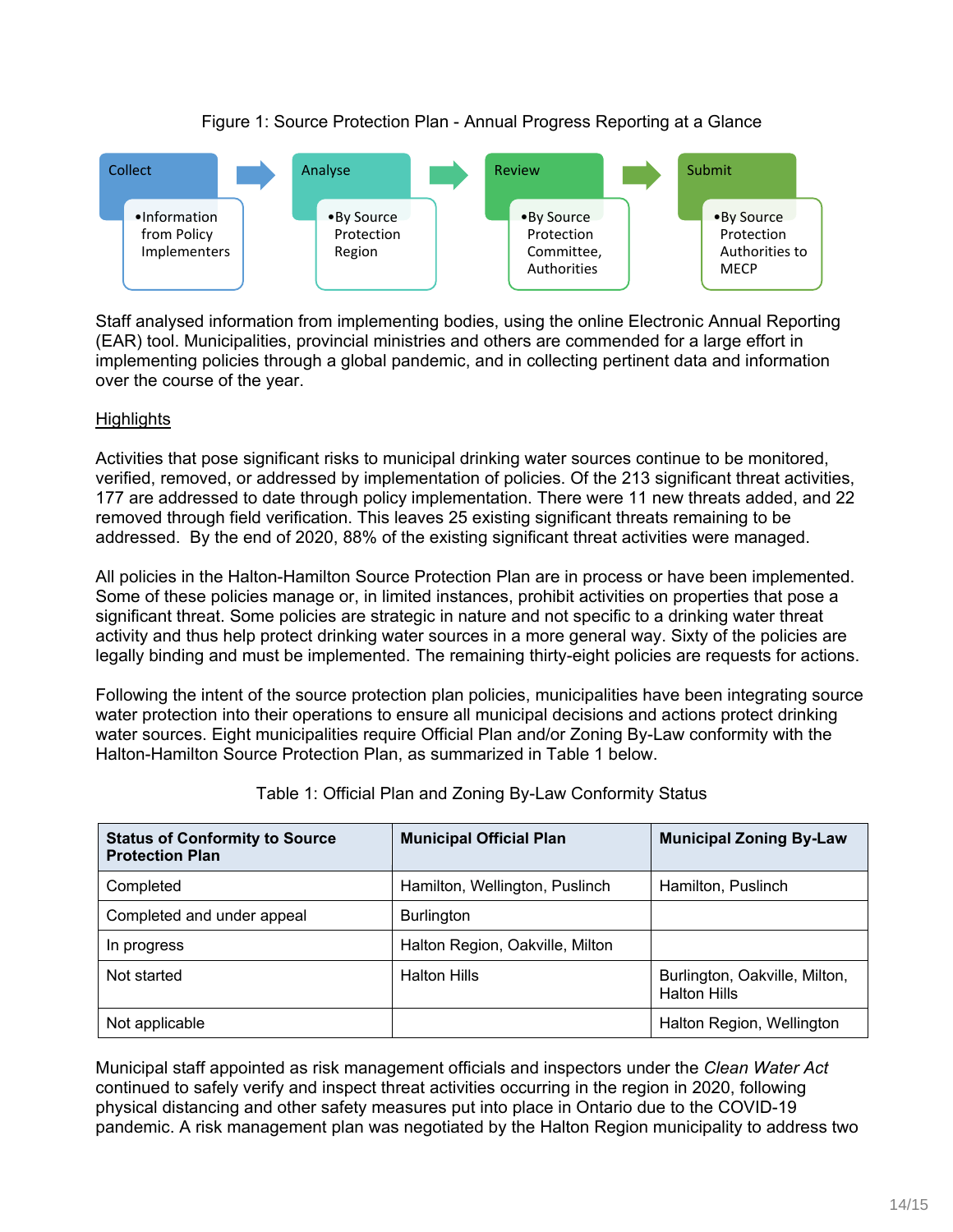Figure 1: Source Protection Plan - Annual Progress Reporting at a Glance

Collect
- Information from Policy Implementers

Analyse
- By Source Protection Region

Review
- By Source Protection Committee, Authorities

Submit
- By Source Protection Authorities to MECP

Staff analysed information from implementing bodies, using the online Electronic Annual Reporting (EAR) tool. Municipalities, provincial ministries and others are commended for a large effort in implementing policies through a global pandemic, and in collecting pertinent data and information over the course of the year.

Highlights

Activities that pose significant risks to municipal drinking water sources continue to be monitored, verified, removed, or addressed by implementation of policies. Of the 213 significant threat activities, 177 are addressed to date through policy implementation. There were 11 new threats added, and 22 removed through field verification. This leaves 25 existing significant threats remaining to be addressed. By the end of 2020, 88% of the existing significant threat activities were managed.

All policies in the Halton-Hamilton Source Protection Plan are in process or have been implemented. Some of these policies manage or, in limited instances, prohibit activities on properties that pose a significant threat. Some policies are strategic in nature and not specific to a drinking water threat activity and thus help protect drinking water sources in a more general way. Sixty of the policies are legally binding and must be implemented. The remaining thirty-eight policies are requests for actions.

Following the intent of the source protection plan policies, municipalities have been integrating source water protection into their operations to ensure all municipal decisions and actions protect drinking water sources. Eight municipalities require Official Plan and/or Zoning By-Law conformity with the Halton-Hamilton Source Protection Plan, as summarized in Table 1 below.

Table 1: Official Plan and Zoning By-Law Conformity Status

| Status of Conformity to Source Protection Plan | Municipal Official Plan | Municipal Zoning By-Law |
|---|---|---|
| Completed | Hamilton, Wellington, Puslinch | Hamilton, Puslinch |
| Completed and under appeal | Burlington | |
| In progress | Halton Region, Oakville, Milton | |
| Not started | Halton Hills | Burlington, Oakville, Milton, Halton Hills |
| Not applicable | | Halton Region, Wellington |

Municipal staff appointed as risk management officials and inspectors under the *Clean Water Act* continued to safely verify and inspect threat activities occurring in the region in 2020, following physical distancing and other safety measures put into place in Ontario due to the COVID-19 pandemic. A risk management plan was negotiated by the Halton Region municipality to address two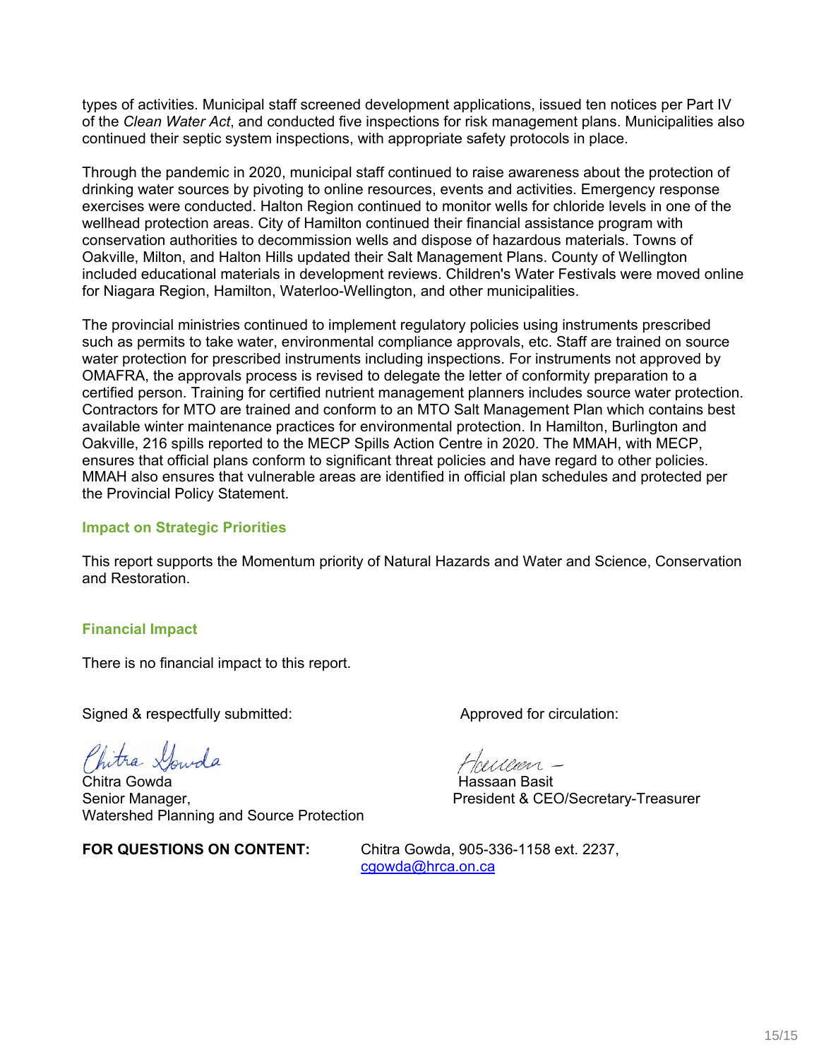types of activities. Municipal staff screened development applications, issued ten notices per Part IV of the *Clean Water Act*, and conducted five inspections for risk management plans. Municipalities also continued their septic system inspections, with appropriate safety protocols in place.

Through the pandemic in 2020, municipal staff continued to raise awareness about the protection of drinking water sources by pivoting to online resources, events and activities. Emergency response exercises were conducted. Halton Region continued to monitor wells for chloride levels in one of the wellhead protection areas. City of Hamilton continued their financial assistance program with conservation authorities to decommission wells and dispose of hazardous materials. Towns of Oakville, Milton, and Halton Hills updated their Salt Management Plans. County of Wellington included educational materials in development reviews. Children's Water Festivals were moved online for Niagara Region, Hamilton, Waterloo-Wellington, and other municipalities.

The provincial ministries continued to implement regulatory policies using instruments prescribed such as permits to take water, environmental compliance approvals, etc. Staff are trained on source water protection for prescribed instruments including inspections. For instruments not approved by OMAFRA, the approvals process is revised to delegate the letter of conformity preparation to a certified person. Training for certified nutrient management planners includes source water protection. Contractors for MTO are trained and conform to an MTO Salt Management Plan which contains best available winter maintenance practices for environmental protection. In Hamilton, Burlington and Oakville, 216 spills reported to the MECP Spills Action Centre in 2020. The MMAH, with MECP, ensures that official plans conform to significant threat policies and have regard to other policies. MMAH also ensures that vulnerable areas are identified in official plan schedules and protected per the Provincial Policy Statement.

### Impact on Strategic Priorities

This report supports the Momentum priority of Natural Hazards and Water and Science, Conservation and Restoration.

### Financial Impact

There is no financial impact to this report.

Signed & respectfully submitted:

Chitra Gowda
Senior Manager,
Watershed Planning and Source Protection

Approved for circulation:

Hassaan Basit
President & CEO/Secretary-Treasurer

**FOR QUESTIONS ON CONTENT:** Chitra Gowda, 905-336-1158 ext. 2237, cgowda@hrca.on.ca